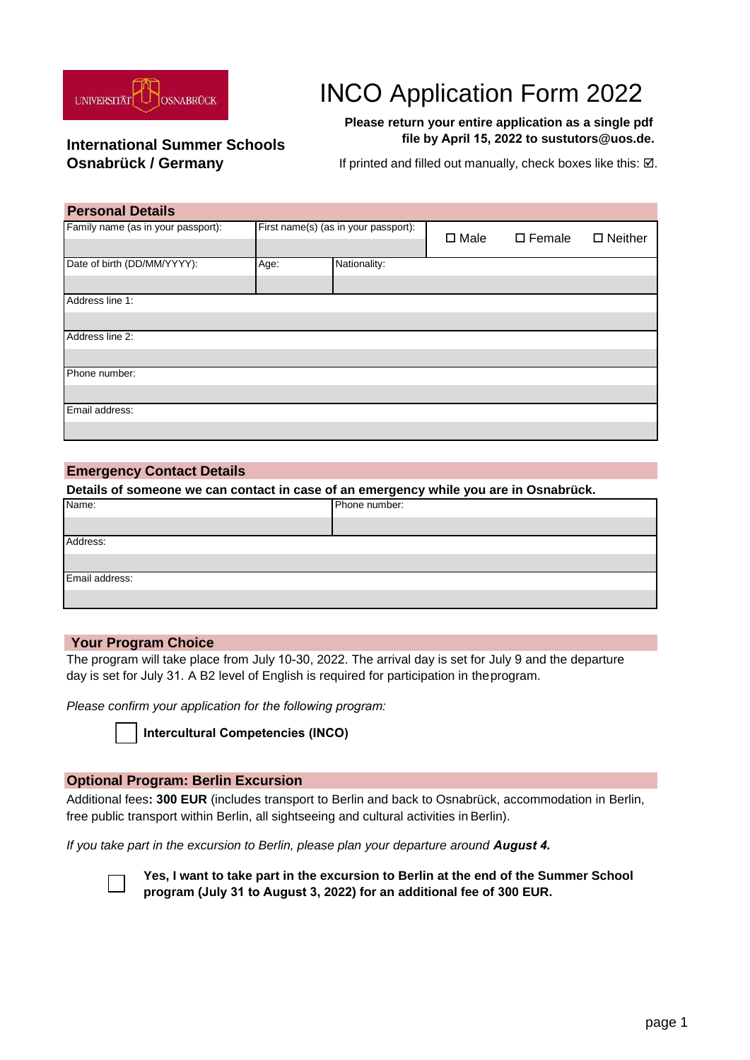UNIVERSITÄT OSNABRÜCK

**International Summer Schools Osnabrück / Germany**

# INCO Application Form 2022

**Please return your entire application as a single pdf file by April 15, 2022 to sustutors@uos.de.**

If printed and filled out manually, check boxes like this: ☑.

## Personal Details

| Family name (as in your passport): | First name(s) (as in your passport): | | ☐ Male ☐ Female ☐ Neither |
|---|---|---|---|
| | | | |
| Date of birth (DD/MM/YYYY): | Age: | Nationality: | |
| | | | |
| Address line 1: | | | |
| | | | |
| Address line 2: | | | |
| | | | |
| Phone number: | | | |
| | | | |
| Email address: | | | |
| | | | |

## Emergency Contact Details

**Details of someone we can contact in case of an emergency while you are in Osnabrück.**

| Name: | Phone number: |
|---|---|
| | |
| Address: | |
| | |
| Email address: | |
| | |

## Your Program Choice

The program will take place from July 10-30, 2022. The arrival day is set for July 9 and the departure day is set for July 31. A B2 level of English is required for participation in the program.

*Please confirm your application for the following program:*

☐ **Intercultural Competencies (INCO)**

## Optional Program: Berlin Excursion

Additional fees**: 300 EUR** (includes transport to Berlin and back to Osnabrück, accommodation in Berlin, free public transport within Berlin, all sightseeing and cultural activities in Berlin).

*If you take part in the excursion to Berlin, please plan your departure around **August 4.***

☐ **Yes, I want to take part in the excursion to Berlin at the end of the Summer School program (July 31 to August 3, 2022) for an additional fee of 300 EUR.**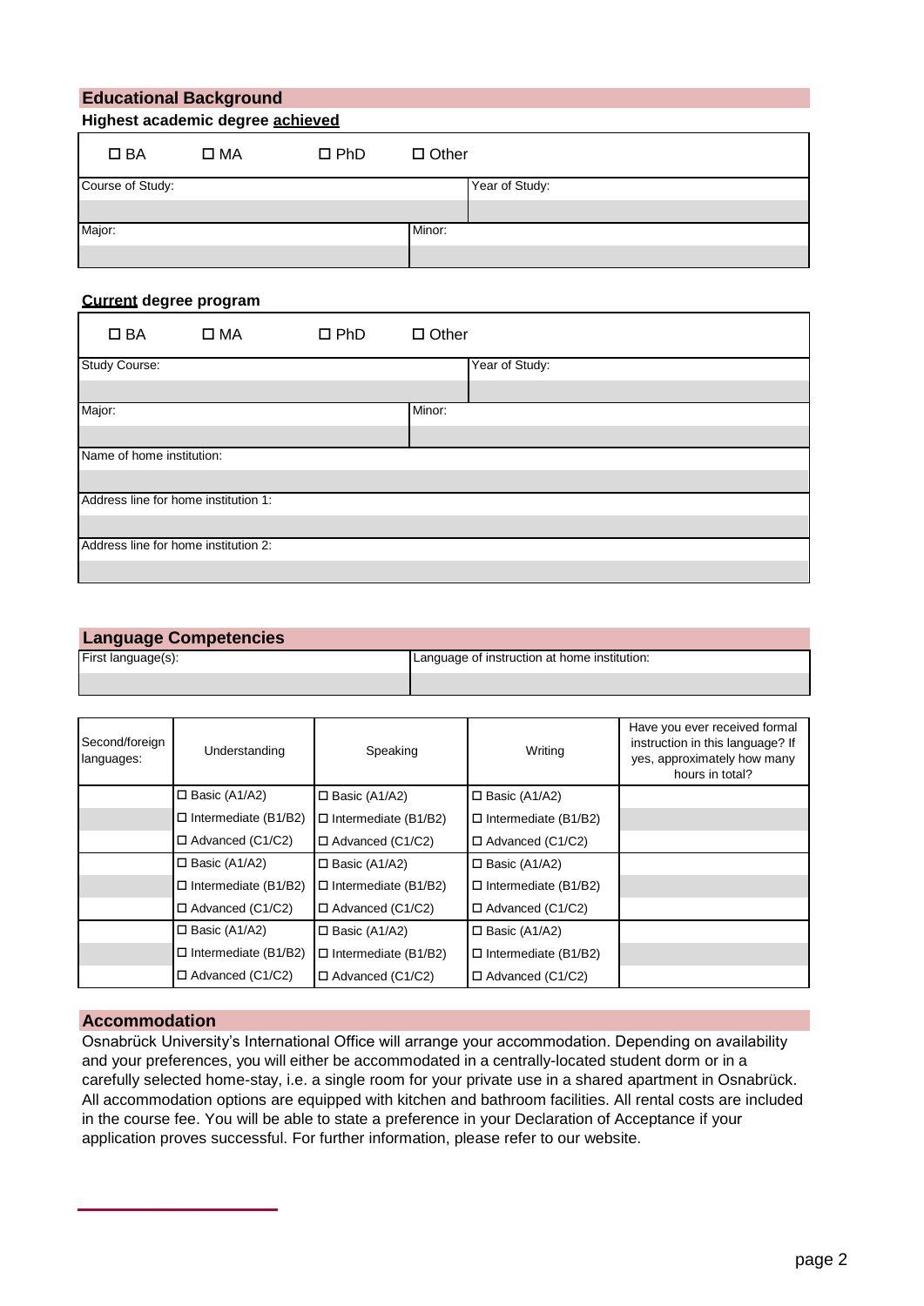## Educational Background

**Highest academic degree <u>achieved</u>**

| ☐ BA | ☐ MA | ☐ PhD | ☐ Other |
|---|---|---|---|
| Course of Study: | | | Year of Study: |
| | | | |
| Major: | | Minor: | |
| | | | |

**<u>Current</u> degree program**

| ☐ BA | ☐ MA | ☐ PhD | ☐ Other |
|---|---|---|---|
| Study Course: | | | Year of Study: |
| | | | |
| Major: | | Minor: | |
| | | | |
| Name of home institution: | | | |
| | | | |
| Address line for home institution 1: | | | |
| | | | |
| Address line for home institution 2: | | | |
| | | | |

## Language Competencies

| First language(s): | Language of instruction at home institution: |
|---|---|
| | |

| Second/foreign languages: | Understanding | Speaking | Writing | Have you ever received formal instruction in this language? If yes, approximately how many hours in total? |
|---|---|---|---|---|
| | ☐ Basic (A1/A2) | ☐ Basic (A1/A2) | ☐ Basic (A1/A2) | |
| | ☐ Intermediate (B1/B2) | ☐ Intermediate (B1/B2) | ☐ Intermediate (B1/B2) | |
| | ☐ Advanced (C1/C2) | ☐ Advanced (C1/C2) | ☐ Advanced (C1/C2) | |
| | ☐ Basic (A1/A2) | ☐ Basic (A1/A2) | ☐ Basic (A1/A2) | |
| | ☐ Intermediate (B1/B2) | ☐ Intermediate (B1/B2) | ☐ Intermediate (B1/B2) | |
| | ☐ Advanced (C1/C2) | ☐ Advanced (C1/C2) | ☐ Advanced (C1/C2) | |
| | ☐ Basic (A1/A2) | ☐ Basic (A1/A2) | ☐ Basic (A1/A2) | |
| | ☐ Intermediate (B1/B2) | ☐ Intermediate (B1/B2) | ☐ Intermediate (B1/B2) | |
| | ☐ Advanced (C1/C2) | ☐ Advanced (C1/C2) | ☐ Advanced (C1/C2) | |

## Accommodation

Osnabrück University's International Office will arrange your accommodation. Depending on availability and your preferences, you will either be accommodated in a centrally-located student dorm or in a carefully selected home-stay, i.e. a single room for your private use in a shared apartment in Osnabrück. All accommodation options are equipped with kitchen and bathroom facilities. All rental costs are included in the course fee. You will be able to state a preference in your Declaration of Acceptance if your application proves successful. For further information, please refer to our website.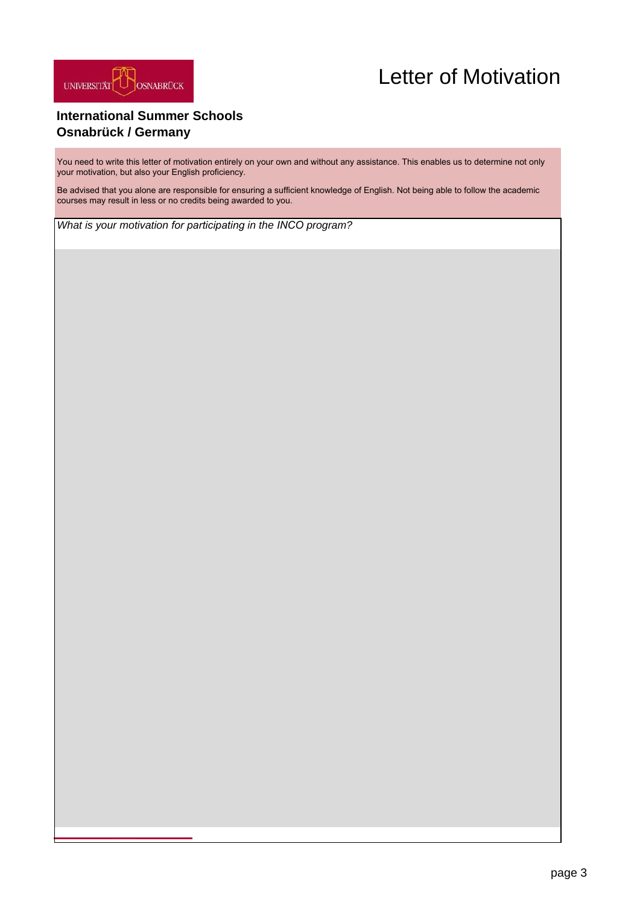UNIVERSITÄT OSNABRÜCK

# Letter of Motivation

**International Summer Schools**
**Osnabrück / Germany**

You need to write this letter of motivation entirely on your own and without any assistance. This enables us to determine not only your motivation, but also your English proficiency.

Be advised that you alone are responsible for ensuring a sufficient knowledge of English. Not being able to follow the academic courses may result in less or no credits being awarded to you.

*What is your motivation for participating in the INCO program?*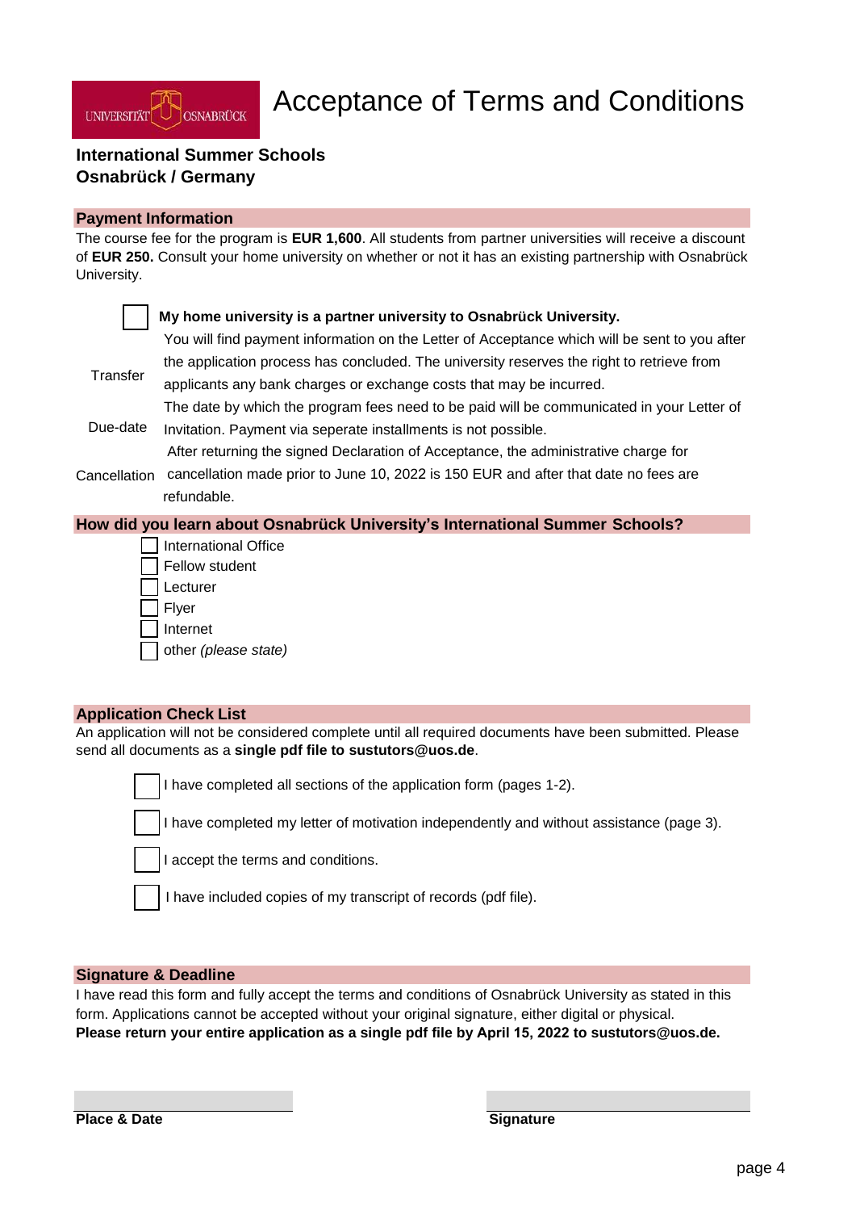UNIVERSITÄT OSNABRÜCK

# Acceptance of Terms and Conditions

**International Summer Schools**
**Osnabrück / Germany**

## Payment Information

The course fee for the program is **EUR 1,600**. All students from partner universities will receive a discount of **EUR 250.** Consult your home university on whether or not it has an existing partnership with Osnabrück University.

☐ **My home university is a partner university to Osnabrück University.**

| | |
|---|---|
| Transfer | You will find payment information on the Letter of Acceptance which will be sent to you after the application process has concluded. The university reserves the right to retrieve from applicants any bank charges or exchange costs that may be incurred. |
| Due-date | The date by which the program fees need to be paid will be communicated in your Letter of Invitation. Payment via seperate installments is not possible. |
| Cancellation | After returning the signed Declaration of Acceptance, the administrative charge for cancellation made prior to June 10, 2022 is 150 EUR and after that date no fees are refundable. |

## How did you learn about Osnabrück University's International Summer Schools?

- ☐ International Office
- ☐ Fellow student
- ☐ Lecturer
- ☐ Flyer
- ☐ Internet
- ☐ other *(please state)*

## Application Check List

An application will not be considered complete until all required documents have been submitted. Please send all documents as a **single pdf file to sustutors@uos.de**.

- ☐ I have completed all sections of the application form (pages 1-2).
- ☐ I have completed my letter of motivation independently and without assistance (page 3).
- ☐ I accept the terms and conditions.
- ☐ I have included copies of my transcript of records (pdf file).

## Signature & Deadline

I have read this form and fully accept the terms and conditions of Osnabrück University as stated in this form. Applications cannot be accepted without your original signature, either digital or physical.
**Please return your entire application as a single pdf file by April 15, 2022 to sustutors@uos.de.**

**Place & Date**

**Signature**